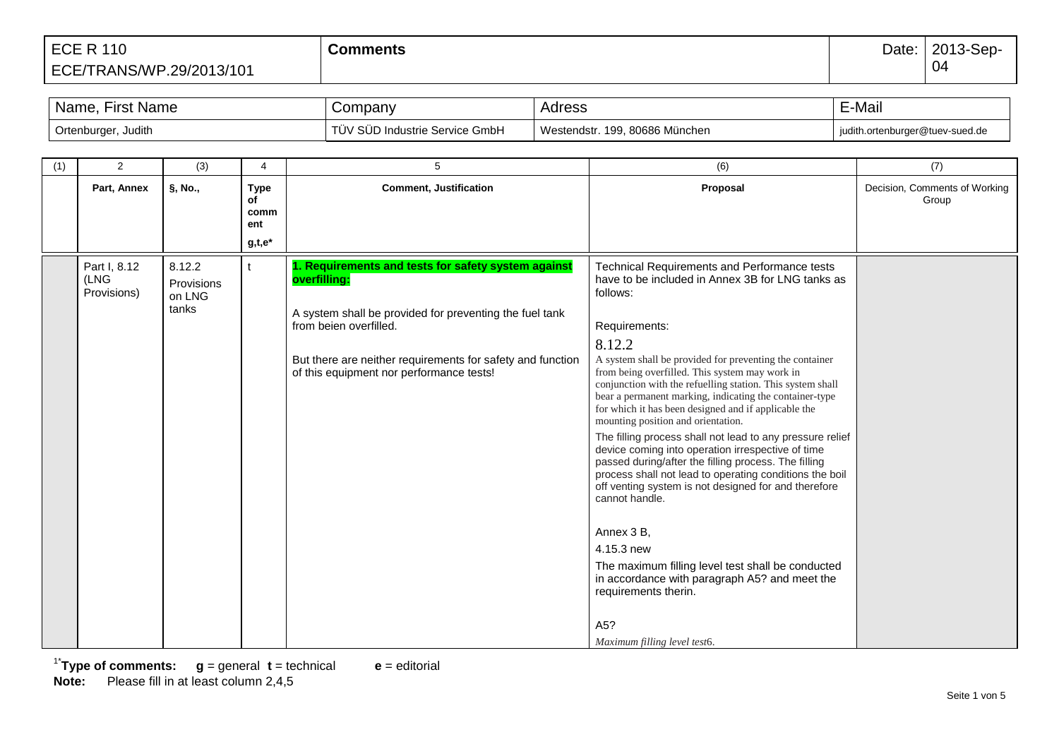| ECE R 110<br>ECE/TRANS/WP.29/2013/101 | **Comments** | Date: | 2013-Sep-04 |
|---|---|---|---|

| Name, First Name | Company | Adress | E-Mail |
|---|---|---|---|
| Ortenburger, Judith | TÜV SÜD Industrie Service GmbH | Westendstr. 199, 80686 München | judith.ortenburger@tuev-sued.de |

| (1) | 2 | (3) | 4 | 5 | (6) | (7) |
|---|---|---|---|---|---|---|
| | **Part, Annex** | **§, No.,** | **Type of comment g,t,e*** | **Comment, Justification** | **Proposal** | Decision, Comments of Working Group |
| | Part I, 8.12 (LNG Provisions) | 8.12.2 Provisions on LNG tanks | t | **1. Requirements and tests for safety system against overfilling:**<br><br>A system shall be provided for preventing the fuel tank from beien overfilled.<br><br>But there are neither requirements for safety and function of this equipment nor performance tests! | Technical Requirements and Performance tests have to be included in Annex 3B for LNG tanks as follows:<br><br>Requirements:<br><br>8.12.2<br>A system shall be provided for preventing the container from being overfilled. This system may work in conjunction with the refuelling station. This system shall bear a permanent marking, indicating the container-type for which it has been designed and if applicable the mounting position and orientation.<br>The filling process shall not lead to any pressure relief device coming into operation irrespective of time passed during/after the filling process. The filling process shall not lead to operating conditions the boil off venting system is not designed for and therefore cannot handle.<br><br>Annex 3 B,<br>4.15.3 new<br>The maximum filling level test shall be conducted in accordance with paragraph A5? and meet the requirements therin.<br><br>A5?<br>*Maximum filling level test*6. | |

[1*] **Type of comments:** **g** = general **t** = technical **e** = editorial

**Note:** Please fill in at least column 2,4,5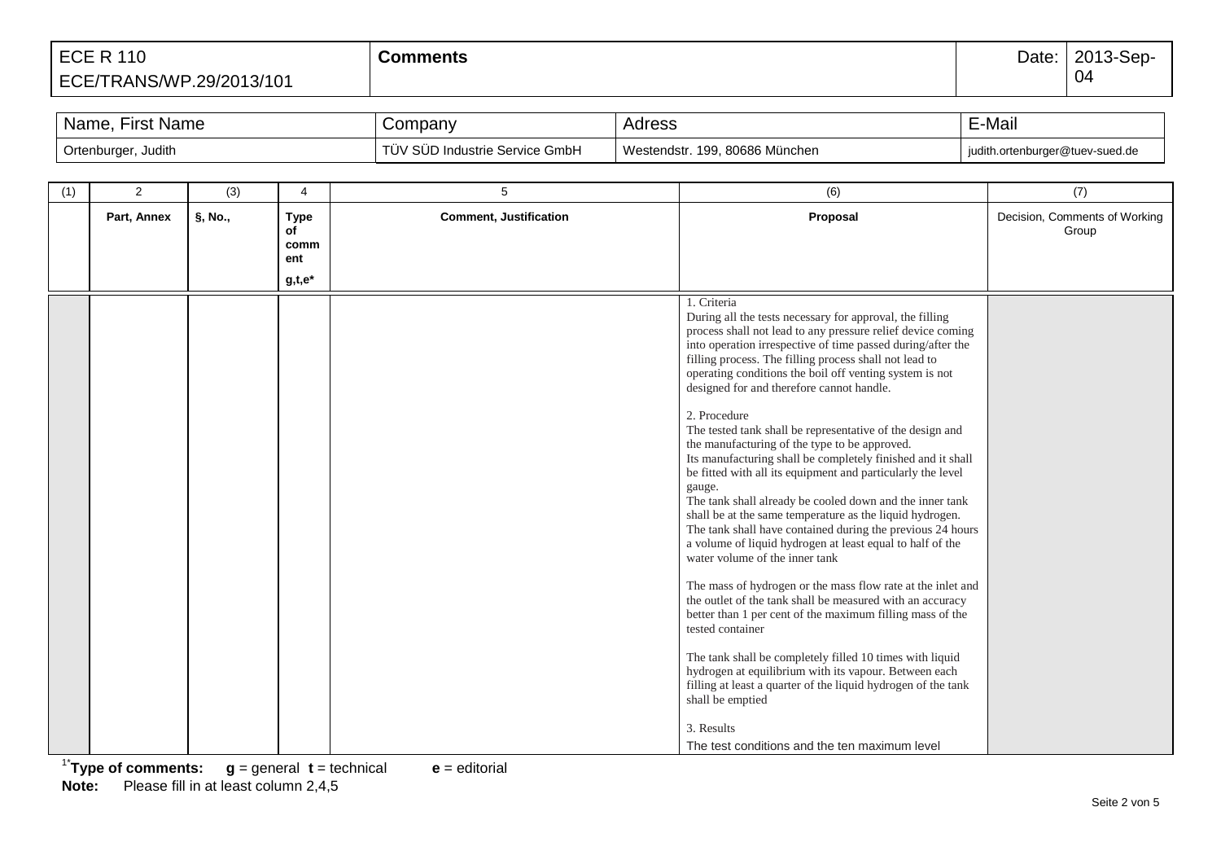| ECE R 110<br>ECE/TRANS/WP.29/2013/101 | **Comments** | Date: | 2013-Sep-04 |
|---|---|---|---|

| Name, First Name | Company | Adress | E-Mail |
|---|---|---|---|
| Ortenburger, Judith | TÜV SÜD Industrie Service GmbH | Westendstr. 199, 80686 München | judith.ortenburger@tuev-sued.de |

| (1) | 2 | (3) | 4 | 5 | (6) | (7) |
|---|---|---|---|---|---|---|
| | **Part, Annex** | **§, No.,** | **Type of comment**<br>**g,t,e*** | **Comment, Justification** | **Proposal** | Decision, Comments of Working Group |
| | | | | | 1. Criteria<br>During all the tests necessary for approval, the filling process shall not lead to any pressure relief device coming into operation irrespective of time passed during/after the filling process. The filling process shall not lead to operating conditions the boil off venting system is not designed for and therefore cannot handle.<br><br>2. Procedure<br>The tested tank shall be representative of the design and the manufacturing of the type to be approved.<br>Its manufacturing shall be completely finished and it shall be fitted with all its equipment and particularly the level gauge.<br>The tank shall already be cooled down and the inner tank shall be at the same temperature as the liquid hydrogen.<br>The tank shall have contained during the previous 24 hours a volume of liquid hydrogen at least equal to half of the water volume of the inner tank<br><br>The mass of hydrogen or the mass flow rate at the inlet and the outlet of the tank shall be measured with an accuracy better than 1 per cent of the maximum filling mass of the tested container<br><br>The tank shall be completely filled 10 times with liquid hydrogen at equilibrium with its vapour. Between each filling at least a quarter of the liquid hydrogen of the tank shall be emptied<br><br>3. Results<br>The test conditions and the ten maximum level | |

[1*]**Type of comments:** **g** = general **t** = technical **e** = editorial

**Note:** Please fill in at least column 2,4,5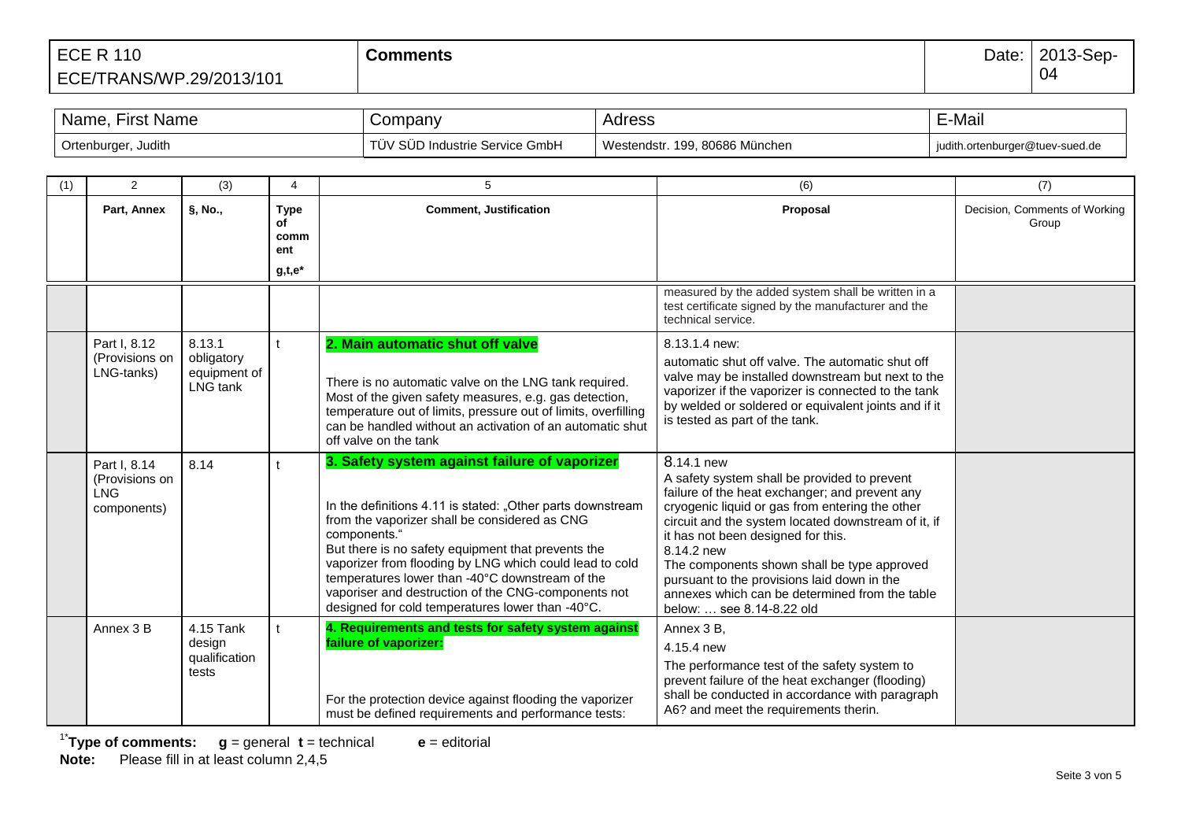| ECE R 110 ECE/TRANS/WP.29/2013/101 | Comments | Date: | 2013-Sep-04 |
|---|---|---|---|

| Name, First Name | Company | Adress | E-Mail |
|---|---|---|---|
| Ortenburger, Judith | TÜV SÜD Industrie Service GmbH | Westendstr. 199, 80686 München | judith.ortenburger@tuev-sued.de |

| (1) | 2 | (3) | 4 | 5 | (6) | (7) |
|---|---|---|---|---|---|---|
| | **Part, Annex** | **§, No.,** | **Type of comment g,t,e*** | **Comment, Justification** | **Proposal** | Decision, Comments of Working Group |
| | | | | | measured by the added system shall be written in a test certificate signed by the manufacturer and the technical service. | |
| | Part I, 8.12 (Provisions on LNG-tanks) | 8.13.1 obligatory equipment of LNG tank | t | **2. Main automatic shut off valve**<br><br>There is no automatic valve on the LNG tank required. Most of the given safety measures, e.g. gas detection, temperature out of limits, pressure out of limits, overfilling can be handled without an activation of an automatic shut off valve on the tank | 8.13.1.4 new:<br>automatic shut off valve. The automatic shut off valve may be installed downstream but next to the vaporizer if the vaporizer is connected to the tank by welded or soldered or equivalent joints and if it is tested as part of the tank. | |
| | Part I, 8.14 (Provisions on LNG components) | 8.14 | t | **3. Safety system against failure of vaporizer**<br><br>In the definitions 4.11 is stated: „Other parts downstream from the vaporizer shall be considered as CNG components."<br>But there is no safety equipment that prevents the vaporizer from flooding by LNG which could lead to cold temperatures lower than -40°C downstream of the vaporiser and destruction of the CNG-components not designed for cold temperatures lower than -40°C. | 8.14.1 new<br>A safety system shall be provided to prevent failure of the heat exchanger; and prevent any cryogenic liquid or gas from entering the other circuit and the system located downstream of it, if it has not been designed for this.<br>8.14.2 new<br>The components shown shall be type approved pursuant to the provisions laid down in the annexes which can be determined from the table below: … see 8.14-8.22 old | |
| | Annex 3 B | 4.15 Tank design qualification tests | t | **4. Requirements and tests for safety system against failure of vaporizer:**<br><br>For the protection device against flooding the vaporizer must be defined requirements and performance tests: | Annex 3 B,<br>4.15.4 new<br>The performance test of the safety system to prevent failure of the heat exchanger (flooding) shall be conducted in accordance with paragraph A6? and meet the requirements therin. | |

[1*]**Type of comments:** **g** = general **t** = technical **e** = editorial
**Note:** Please fill in at least column 2,4,5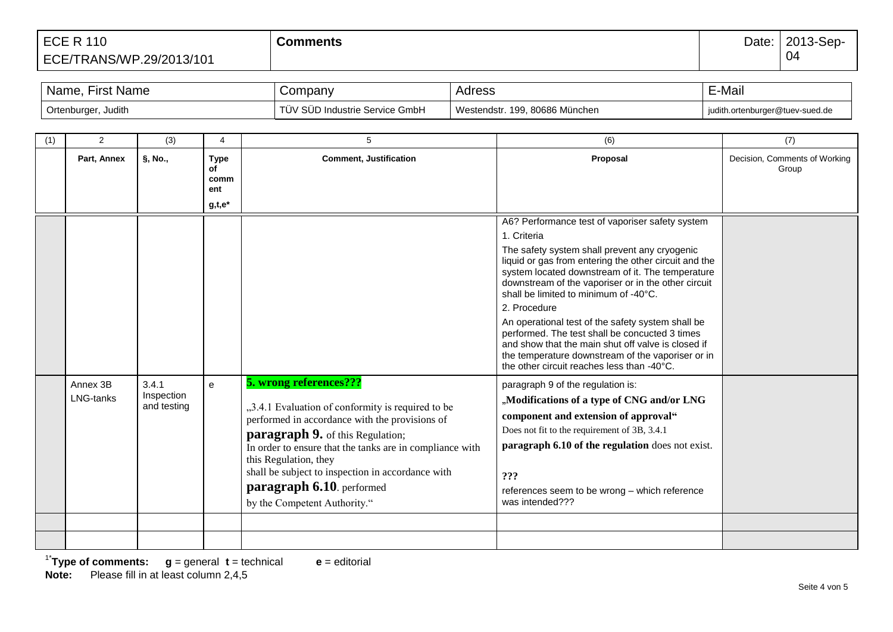| ECE R 110<br>ECE/TRANS/WP.29/2013/101 | **Comments** | Date: | 2013-Sep-04 |
|---|---|---|---|

| Name, First Name | Company | Adress | E-Mail |
|---|---|---|---|
| Ortenburger, Judith | TÜV SÜD Industrie Service GmbH | Westendstr. 199, 80686 München | judith.ortenburger@tuev-sued.de |

| (1) | 2 | (3) | 4 | 5 | (6) | (7) |
|---|---|---|---|---|---|---|
| | **Part, Annex** | **§, No.,** | **Type of comment g,t,e*** | **Comment, Justification** | **Proposal** | Decision, Comments of Working Group |
| | | | | | A6? Performance test of vaporiser safety system<br>1. Criteria<br>The safety system shall prevent any cryogenic liquid or gas from entering the other circuit and the system located downstream of it. The temperature downstream of the vaporiser or in the other circuit shall be limited to minimum of -40°C.<br>2. Procedure<br>An operational test of the safety system shall be performed. The test shall be concucted 3 times and show that the main shut off valve is closed if the temperature downstream of the vaporiser or in the other circuit reaches less than -40°C. | |
| | Annex 3B LNG-tanks | 3.4.1 Inspection and testing | e | **5. wrong references???**<br>„3.4.1 Evaluation of conformity is required to be performed in accordance with the provisions of **paragraph 9.** of this Regulation;<br>In order to ensure that the tanks are in compliance with this Regulation, they shall be subject to inspection in accordance with **paragraph 6.10**. performed by the Competent Authority." | paragraph 9 of the regulation is:<br>„**Modifications of a type of CNG and/or LNG component and extension of approval**"<br>Does not fit to the requirement of 3B, 3.4.1<br>**paragraph 6.10 of the regulation** does not exist.<br>**???**<br>references seem to be wrong – which reference was intended??? | |
| | | | | | | |
| | | | | | | |

[1*] **Type of comments:** **g** = general **t** = technical **e** = editorial
**Note:** Please fill in at least column 2,4,5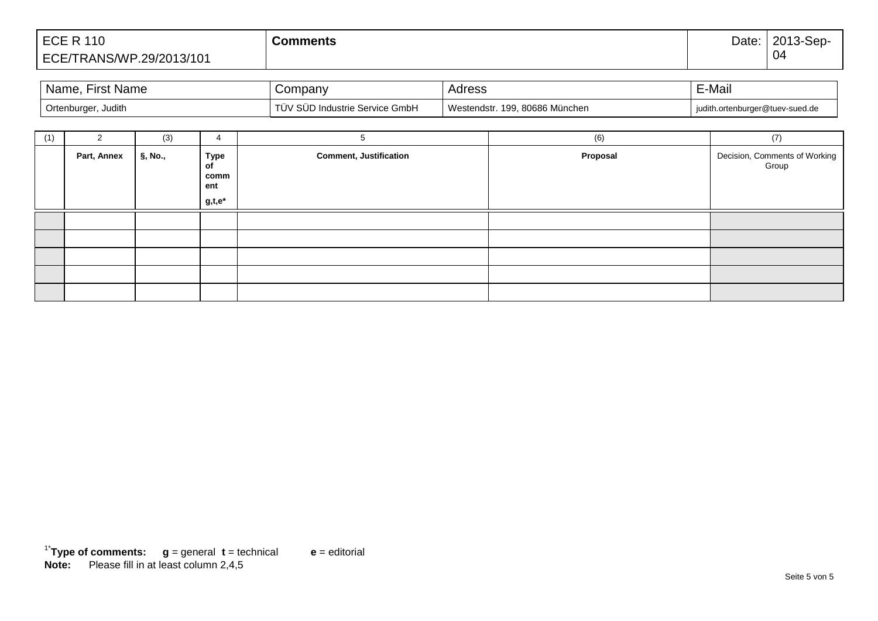| ECE R 110<br>ECE/TRANS/WP.29/2013/101 | **Comments** | Date: | 2013-Sep-04 |
|---|---|---|---|

| Name, First Name | Company | Adress | E-Mail |
|---|---|---|---|
| Ortenburger, Judith | TÜV SÜD Industrie Service GmbH | Westendstr. 199, 80686 München | judith.ortenburger@tuev-sued.de |

| (1) | 2 | (3) | 4 | 5 | (6) | (7) |
|---|---|---|---|---|---|---|
| | **Part, Annex** | **§, No.,** | **Type of comment**<br>**g,t,e*** | **Comment, Justification** | **Proposal** | Decision, Comments of Working Group |
| | | | | | | |
| | | | | | | |
| | | | | | | |
| | | | | | | |
| | | | | | | |

[1*] **Type of comments:** **g** = general **t** = technical **e** = editorial

**Note:** Please fill in at least column 2,4,5